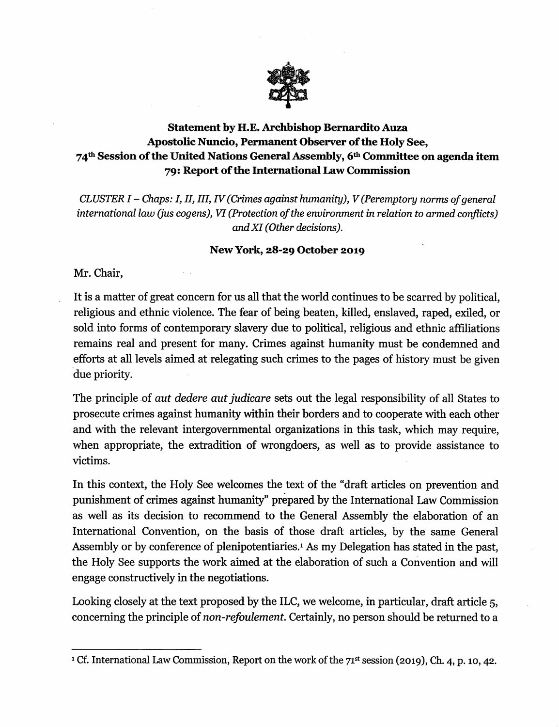**Statement by H.E. Archbishop Bernardito Auza**
**Apostolic Nuncio, Permanent Observer of the Holy See,**
**74th Session of the United Nations General Assembly, 6th Committee on agenda item 79: Report of the International Law Commission**

*CLUSTER I – Chaps: I, II, III, IV (Crimes against humanity), V (Peremptory norms of general international law (jus cogens), VI (Protection of the environment in relation to armed conflicts) and XI (Other decisions).*

**New York, 28-29 October 2019**

Mr. Chair,

It is a matter of great concern for us all that the world continues to be scarred by political, religious and ethnic violence. The fear of being beaten, killed, enslaved, raped, exiled, or sold into forms of contemporary slavery due to political, religious and ethnic affiliations remains real and present for many. Crimes against humanity must be condemned and efforts at all levels aimed at relegating such crimes to the pages of history must be given due priority.

The principle of *aut dedere aut judicare* sets out the legal responsibility of all States to prosecute crimes against humanity within their borders and to cooperate with each other and with the relevant intergovernmental organizations in this task, which may require, when appropriate, the extradition of wrongdoers, as well as to provide assistance to victims.

In this context, the Holy See welcomes the text of the "draft articles on prevention and punishment of crimes against humanity" prepared by the International Law Commission as well as its decision to recommend to the General Assembly the elaboration of an International Convention, on the basis of those draft articles, by the same General Assembly or by conference of plenipotentiaries.[1] As my Delegation has stated in the past, the Holy See supports the work aimed at the elaboration of such a Convention and will engage constructively in the negotiations.

Looking closely at the text proposed by the ILC, we welcome, in particular, draft article 5, concerning the principle of *non-refoulement*. Certainly, no person should be returned to a

---

[1] Cf. International Law Commission, Report on the work of the 71st session (2019), Ch. 4, p. 10, 42.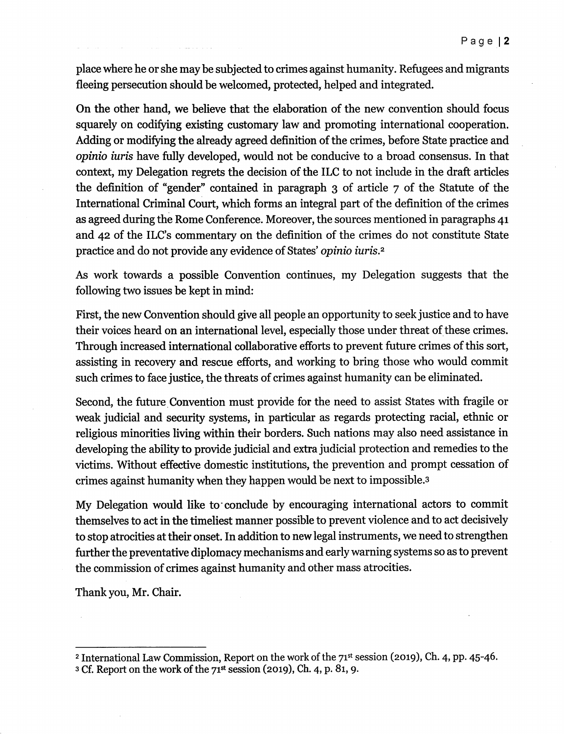place where he or she may be subjected to crimes against humanity. Refugees and migrants fleeing persecution should be welcomed, protected, helped and integrated.

On the other hand, we believe that the elaboration of the new convention should focus squarely on codifying existing customary law and promoting international cooperation. Adding or modifying the already agreed definition of the crimes, before State practice and *opinio iuris* have fully developed, would not be conducive to a broad consensus. In that context, my Delegation regrets the decision of the ILC to not include in the draft articles the definition of "gender" contained in paragraph 3 of article 7 of the Statute of the International Criminal Court, which forms an integral part of the definition of the crimes as agreed during the Rome Conference. Moreover, the sources mentioned in paragraphs 41 and 42 of the ILC's commentary on the definition of the crimes do not constitute State practice and do not provide any evidence of States' *opinio iuris*.[2]

As work towards a possible Convention continues, my Delegation suggests that the following two issues be kept in mind:

First, the new Convention should give all people an opportunity to seek justice and to have their voices heard on an international level, especially those under threat of these crimes. Through increased international collaborative efforts to prevent future crimes of this sort, assisting in recovery and rescue efforts, and working to bring those who would commit such crimes to face justice, the threats of crimes against humanity can be eliminated.

Second, the future Convention must provide for the need to assist States with fragile or weak judicial and security systems, in particular as regards protecting racial, ethnic or religious minorities living within their borders. Such nations may also need assistance in developing the ability to provide judicial and extra judicial protection and remedies to the victims. Without effective domestic institutions, the prevention and prompt cessation of crimes against humanity when they happen would be next to impossible.[3]

My Delegation would like to conclude by encouraging international actors to commit themselves to act in the timeliest manner possible to prevent violence and to act decisively to stop atrocities at their onset. In addition to new legal instruments, we need to strengthen further the preventative diplomacy mechanisms and early warning systems so as to prevent the commission of crimes against humanity and other mass atrocities.

Thank you, Mr. Chair.

---

[2] International Law Commission, Report on the work of the 71st session (2019), Ch. 4, pp. 45-46.

[3] Cf. Report on the work of the 71st session (2019), Ch. 4, p. 81, 9.